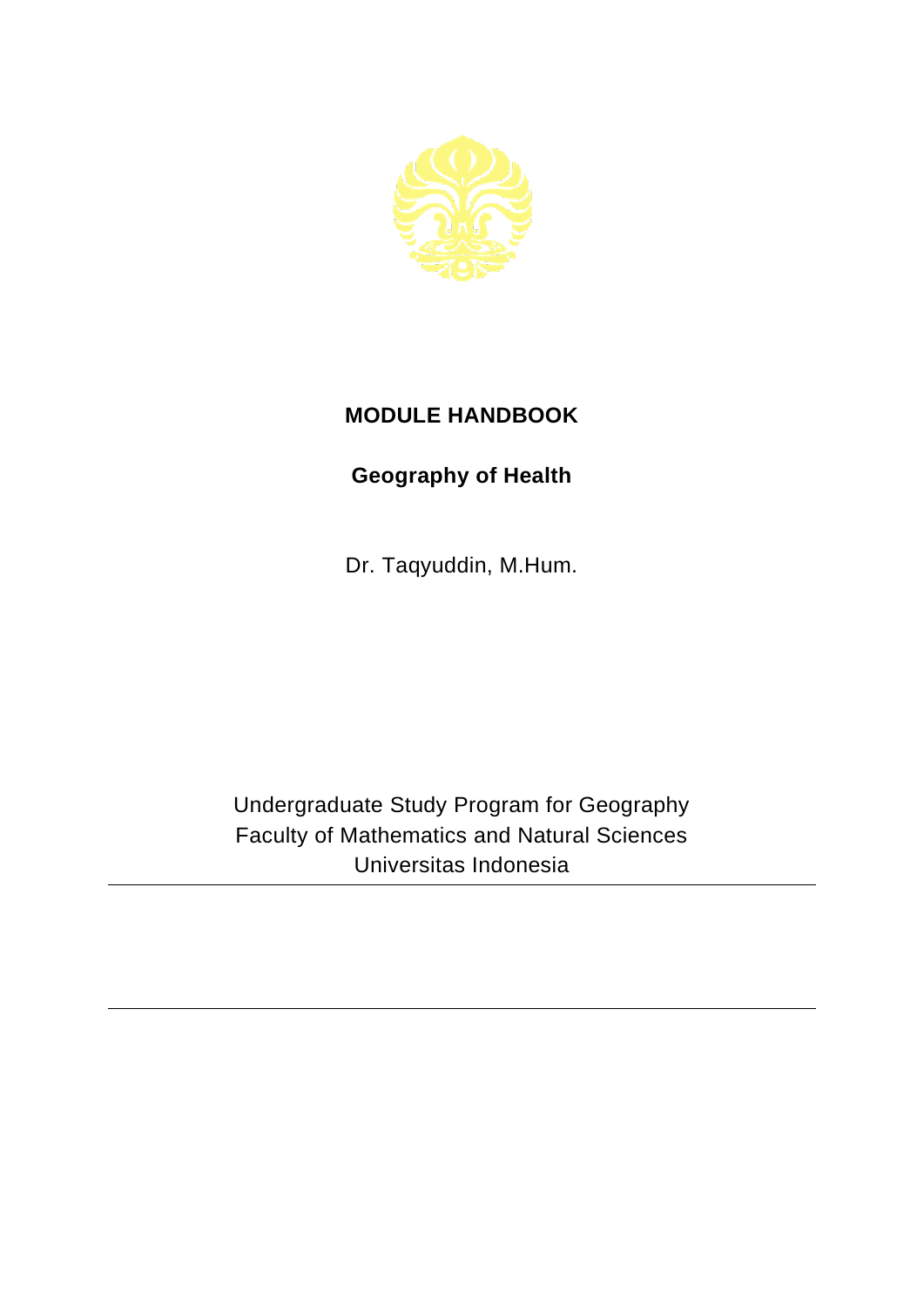# MODULE HANDBOOK

## Geography of Health

Dr. Taqyuddin, M.Hum.

Undergraduate Study Program for Geography
Faculty of Mathematics and Natural Sciences
Universitas Indonesia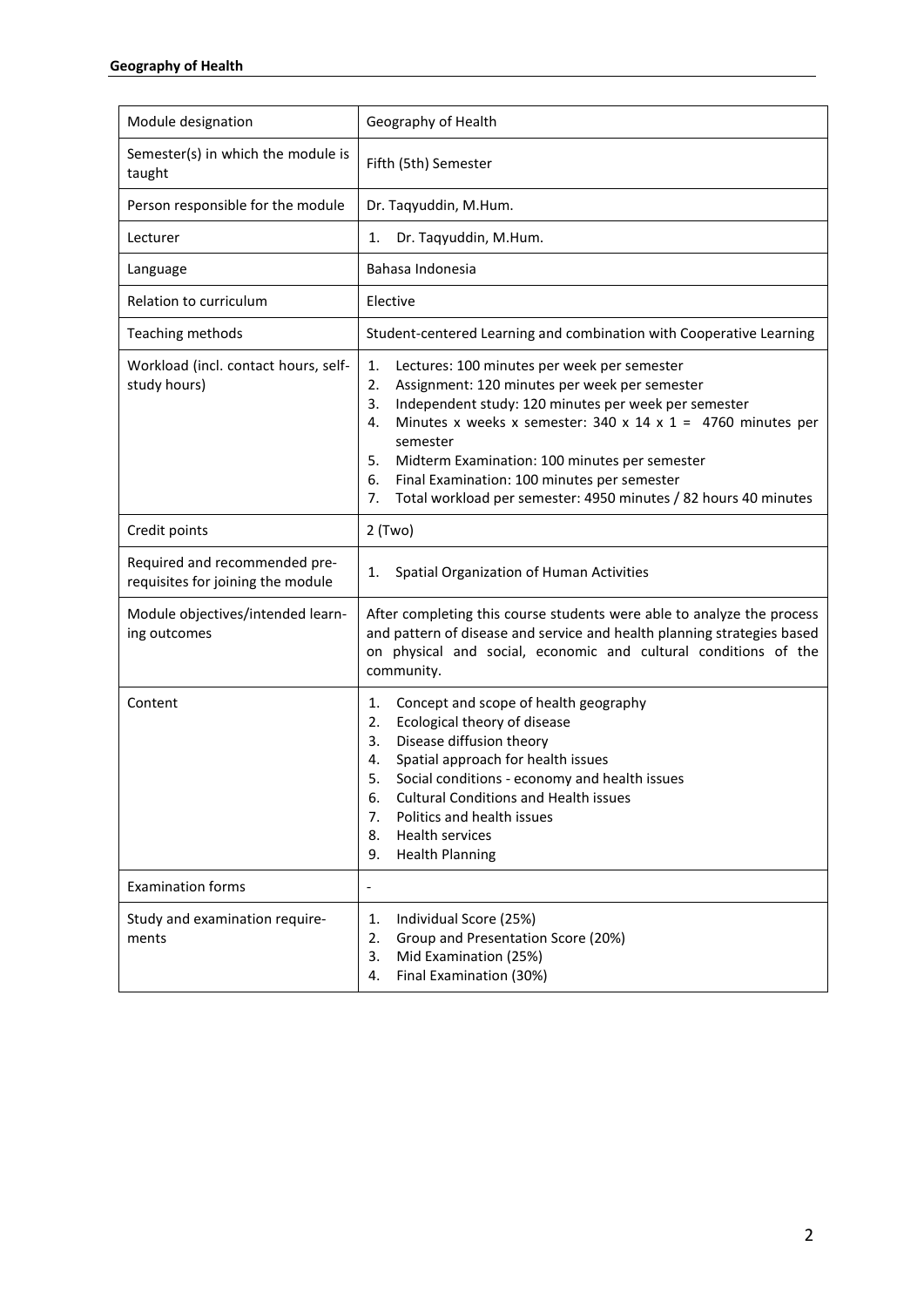| | |
|---|---|
| Module designation | Geography of Health |
| Semester(s) in which the module is taught | Fifth (5th) Semester |
| Person responsible for the module | Dr. Taqyuddin, M.Hum. |
| Lecturer | 1. Dr. Taqyuddin, M.Hum. |
| Language | Bahasa Indonesia |
| Relation to curriculum | Elective |
| Teaching methods | Student-centered Learning and combination with Cooperative Learning |
| Workload (incl. contact hours, self-study hours) | 1. Lectures: 100 minutes per week per semester<br>2. Assignment: 120 minutes per week per semester<br>3. Independent study: 120 minutes per week per semester<br>4. Minutes x weeks x semester: 340 x 14 x 1 = 4760 minutes per semester<br>5. Midterm Examination: 100 minutes per semester<br>6. Final Examination: 100 minutes per semester<br>7. Total workload per semester: 4950 minutes / 82 hours 40 minutes |
| Credit points | 2 (Two) |
| Required and recommended pre-requisites for joining the module | 1. Spatial Organization of Human Activities |
| Module objectives/intended learning outcomes | After completing this course students were able to analyze the process and pattern of disease and service and health planning strategies based on physical and social, economic and cultural conditions of the community. |
| Content | 1. Concept and scope of health geography<br>2. Ecological theory of disease<br>3. Disease diffusion theory<br>4. Spatial approach for health issues<br>5. Social conditions - economy and health issues<br>6. Cultural Conditions and Health issues<br>7. Politics and health issues<br>8. Health services<br>9. Health Planning |
| Examination forms | - |
| Study and examination requirements | 1. Individual Score (25%)<br>2. Group and Presentation Score (20%)<br>3. Mid Examination (25%)<br>4. Final Examination (30%) |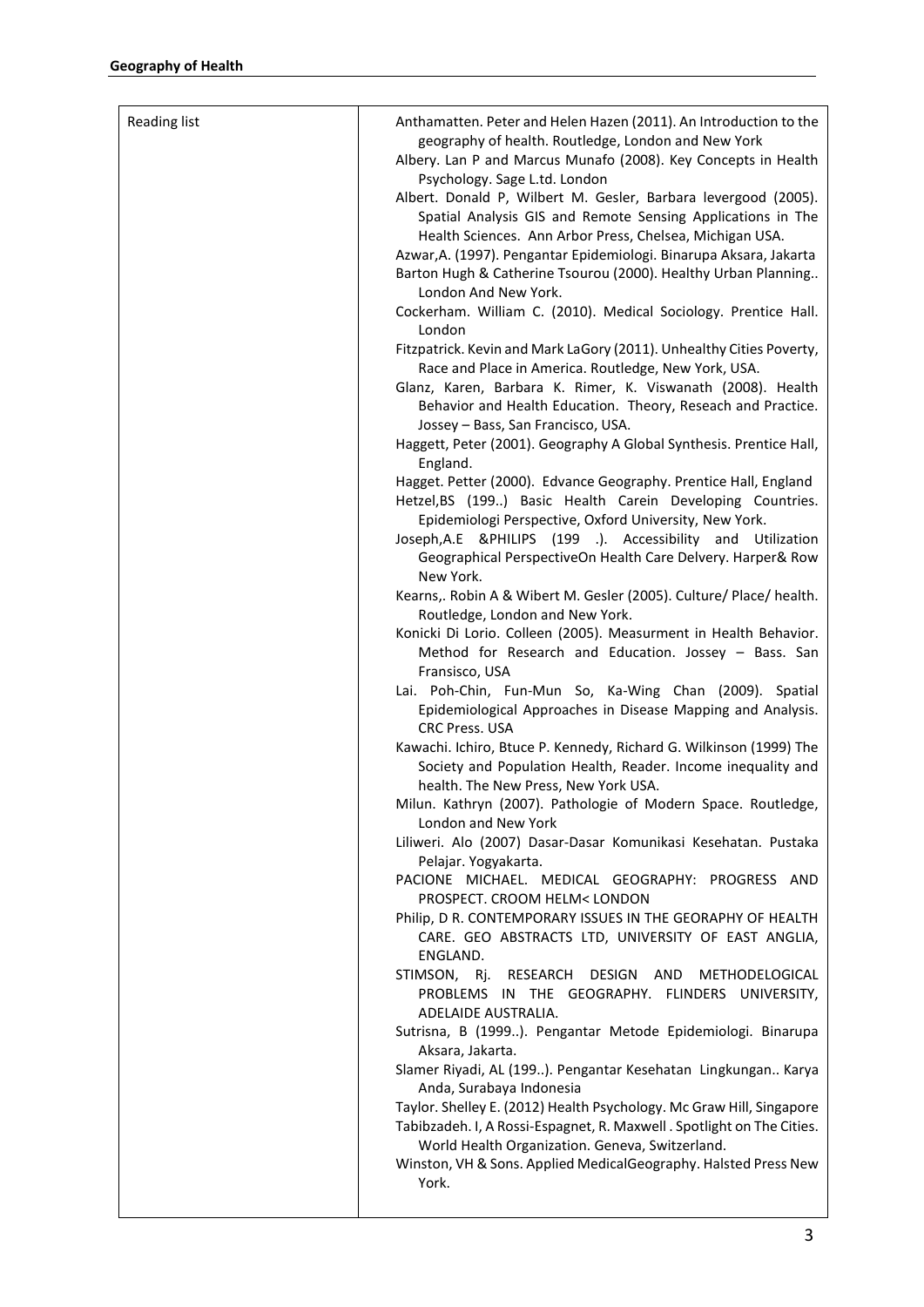| | |
|---|---|
| Reading list | Anthamatten. Peter and Helen Hazen (2011). An Introduction to the geography of health. Routledge, London and New York<br>Albery. Lan P and Marcus Munafo (2008). Key Concepts in Health Psychology. Sage L.td. London<br>Albert. Donald P, Wilbert M. Gesler, Barbara levergood (2005). Spatial Analysis GIS and Remote Sensing Applications in The Health Sciences. Ann Arbor Press, Chelsea, Michigan USA.<br>Azwar,A. (1997). Pengantar Epidemiologi. Binarupa Aksara, Jakarta<br>Barton Hugh & Catherine Tsourou (2000). Healthy Urban Planning.. London And New York.<br>Cockerham. William C. (2010). Medical Sociology. Prentice Hall. London<br>Fitzpatrick. Kevin and Mark LaGory (2011). Unhealthy Cities Poverty, Race and Place in America. Routledge, New York, USA.<br>Glanz, Karen, Barbara K. Rimer, K. Viswanath (2008). Health Behavior and Health Education. Theory, Reseach and Practice. Jossey – Bass, San Francisco, USA.<br>Haggett, Peter (2001). Geography A Global Synthesis. Prentice Hall, England.<br>Hagget. Petter (2000). Edvance Geography. Prentice Hall, England<br>Hetzel,BS (199..) Basic Health Carein Developing Countries. Epidemiologi Perspective, Oxford University, New York.<br>Joseph,A.E &PHILIPS (199 .). Accessibility and Utilization Geographical PerspectiveOn Health Care Delvery. Harper& Row New York.<br>Kearns,. Robin A & Wibert M. Gesler (2005). Culture/ Place/ health. Routledge, London and New York.<br>Konicki Di Lorio. Colleen (2005). Measurment in Health Behavior. Method for Research and Education. Jossey – Bass. San Fransisco, USA<br>Lai. Poh-Chin, Fun-Mun So, Ka-Wing Chan (2009). Spatial Epidemiological Approaches in Disease Mapping and Analysis. CRC Press. USA<br>Kawachi. Ichiro, Btuce P. Kennedy, Richard G. Wilkinson (1999) The Society and Population Health, Reader. Income inequality and health. The New Press, New York USA.<br>Milun. Kathryn (2007). Pathologie of Modern Space. Routledge, London and New York<br>Liliweri. Alo (2007) Dasar-Dasar Komunikasi Kesehatan. Pustaka Pelajar. Yogyakarta.<br>PACIONE MICHAEL. MEDICAL GEOGRAPHY: PROGRESS AND PROSPECT. CROOM HELM< LONDON<br>Philip, D R. CONTEMPORARY ISSUES IN THE GEORAPHY OF HEALTH CARE. GEO ABSTRACTS LTD, UNIVERSITY OF EAST ANGLIA, ENGLAND.<br>STIMSON, Rj. RESEARCH DESIGN AND METHODELOGICAL PROBLEMS IN THE GEOGRAPHY. FLINDERS UNIVERSITY, ADELAIDE AUSTRALIA.<br>Sutrisna, B (1999..). Pengantar Metode Epidemiologi. Binarupa Aksara, Jakarta.<br>Slamer Riyadi, AL (199..). Pengantar Kesehatan Lingkungan.. Karya Anda, Surabaya Indonesia<br>Taylor. Shelley E. (2012) Health Psychology. Mc Graw Hill, Singapore<br>Tabibzadeh. I, A Rossi-Espagnet, R. Maxwell . Spotlight on The Cities. World Health Organization. Geneva, Switzerland.<br>Winston, VH & Sons. Applied MedicalGeography. Halsted Press New York. |